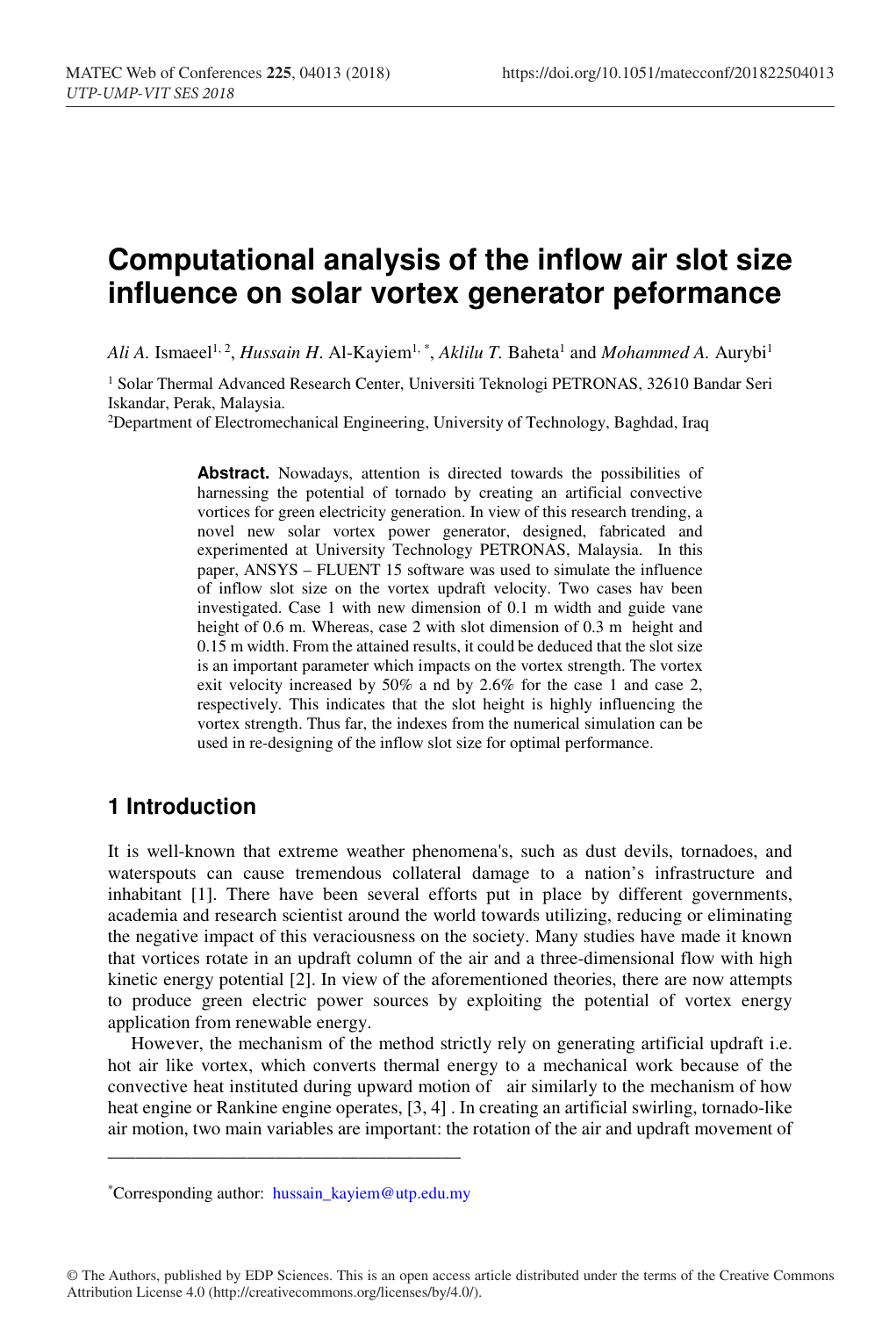# Computational analysis of the inflow air slot size influence on solar vortex generator peformance

*Ali A.* Ismaeel[1, 2], *Hussain H.* Al-Kayiem[1, *], *Aklilu T.* Baheta[1] and *Mohammed A.* Aurybi[1]

[1] Solar Thermal Advanced Research Center, Universiti Teknologi PETRONAS, 32610 Bandar Seri Iskandar, Perak, Malaysia.

[2] Department of Electromechanical Engineering, University of Technology, Baghdad, Iraq

**Abstract.** Nowadays, attention is directed towards the possibilities of harnessing the potential of tornado by creating an artificial convective vortices for green electricity generation. In view of this research trending, a novel new solar vortex power generator, designed, fabricated and experimented at University Technology PETRONAS, Malaysia. In this paper, ANSYS – FLUENT 15 software was used to simulate the influence of inflow slot size on the vortex updraft velocity. Two cases hav been investigated. Case 1 with new dimension of 0.1 m width and guide vane height of 0.6 m. Whereas, case 2 with slot dimension of 0.3 m height and 0.15 m width. From the attained results, it could be deduced that the slot size is an important parameter which impacts on the vortex strength. The vortex exit velocity increased by 50% a nd by 2.6% for the case 1 and case 2, respectively. This indicates that the slot height is highly influencing the vortex strength. Thus far, the indexes from the numerical simulation can be used in re-designing of the inflow slot size for optimal performance.

## 1 Introduction

It is well-known that extreme weather phenomena's, such as dust devils, tornadoes, and waterspouts can cause tremendous collateral damage to a nation's infrastructure and inhabitant [1]. There have been several efforts put in place by different governments, academia and research scientist around the world towards utilizing, reducing or eliminating the negative impact of this veraciousness on the society. Many studies have made it known that vortices rotate in an updraft column of the air and a three-dimensional flow with high kinetic energy potential [2]. In view of the aforementioned theories, there are now attempts to produce green electric power sources by exploiting the potential of vortex energy application from renewable energy.

However, the mechanism of the method strictly rely on generating artificial updraft i.e. hot air like vortex, which converts thermal energy to a mechanical work because of the convective heat instituted during upward motion of air similarly to the mechanism of how heat engine or Rankine engine operates, [3, 4] . In creating an artificial swirling, tornado-like air motion, two main variables are important: the rotation of the air and updraft movement of

*Corresponding author: hussain_kayiem@utp.edu.my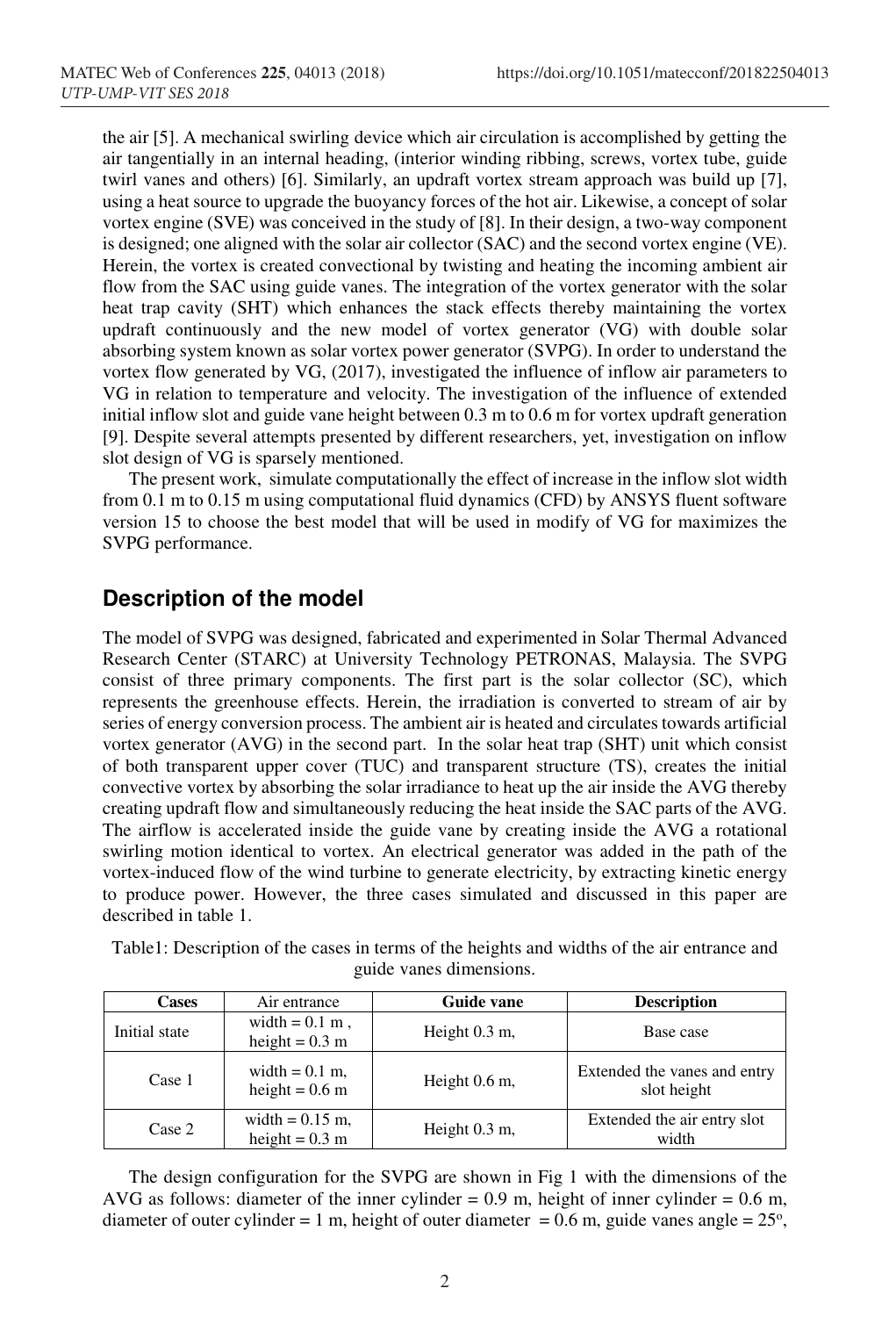the air [5]. A mechanical swirling device which air circulation is accomplished by getting the air tangentially in an internal heading, (interior winding ribbing, screws, vortex tube, guide twirl vanes and others) [6]. Similarly, an updraft vortex stream approach was build up [7], using a heat source to upgrade the buoyancy forces of the hot air. Likewise, a concept of solar vortex engine (SVE) was conceived in the study of [8]. In their design, a two-way component is designed; one aligned with the solar air collector (SAC) and the second vortex engine (VE). Herein, the vortex is created convectional by twisting and heating the incoming ambient air flow from the SAC using guide vanes. The integration of the vortex generator with the solar heat trap cavity (SHT) which enhances the stack effects thereby maintaining the vortex updraft continuously and the new model of vortex generator (VG) with double solar absorbing system known as solar vortex power generator (SVPG). In order to understand the vortex flow generated by VG, (2017), investigated the influence of inflow air parameters to VG in relation to temperature and velocity. The investigation of the influence of extended initial inflow slot and guide vane height between 0.3 m to 0.6 m for vortex updraft generation [9]. Despite several attempts presented by different researchers, yet, investigation on inflow slot design of VG is sparsely mentioned.

The present work, simulate computationally the effect of increase in the inflow slot width from 0.1 m to 0.15 m using computational fluid dynamics (CFD) by ANSYS fluent software version 15 to choose the best model that will be used in modify of VG for maximizes the SVPG performance.

## Description of the model

The model of SVPG was designed, fabricated and experimented in Solar Thermal Advanced Research Center (STARC) at University Technology PETRONAS, Malaysia. The SVPG consist of three primary components. The first part is the solar collector (SC), which represents the greenhouse effects. Herein, the irradiation is converted to stream of air by series of energy conversion process. The ambient air is heated and circulates towards artificial vortex generator (AVG) in the second part. In the solar heat trap (SHT) unit which consist of both transparent upper cover (TUC) and transparent structure (TS), creates the initial convective vortex by absorbing the solar irradiance to heat up the air inside the AVG thereby creating updraft flow and simultaneously reducing the heat inside the SAC parts of the AVG. The airflow is accelerated inside the guide vane by creating inside the AVG a rotational swirling motion identical to vortex. An electrical generator was added in the path of the vortex-induced flow of the wind turbine to generate electricity, by extracting kinetic energy to produce power. However, the three cases simulated and discussed in this paper are described in table 1.

Table1: Description of the cases in terms of the heights and widths of the air entrance and guide vanes dimensions.

| Cases | Air entrance | Guide vane | Description |
|---|---|---|---|
| Initial state | width = 0.1 m , height = 0.3 m | Height 0.3 m, | Base case |
| Case 1 | width = 0.1 m, height = 0.6 m | Height 0.6 m, | Extended the vanes and entry slot height |
| Case 2 | width = 0.15 m, height = 0.3 m | Height 0.3 m, | Extended the air entry slot width |

The design configuration for the SVPG are shown in Fig 1 with the dimensions of the AVG as follows: diameter of the inner cylinder = 0.9 m, height of inner cylinder = 0.6 m, diameter of outer cylinder = 1 m, height of outer diameter = 0.6 m, guide vanes angle = 25$^{o}$,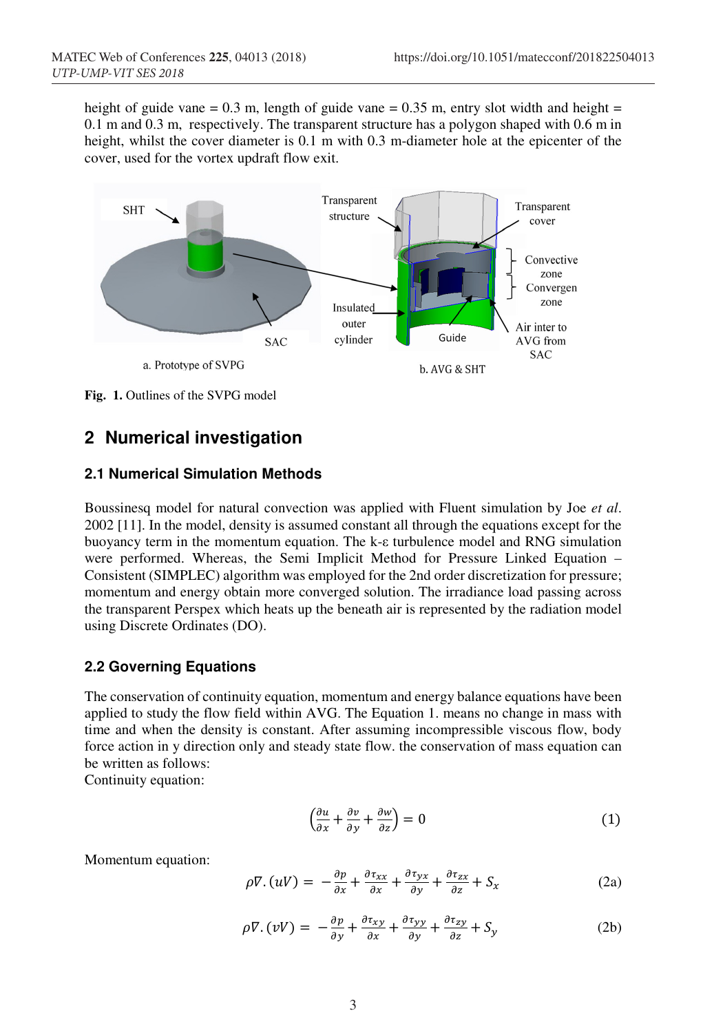height of guide vane = 0.3 m, length of guide vane = 0.35 m, entry slot width and height = 0.1 m and 0.3 m, respectively. The transparent structure has a polygon shaped with 0.6 m in height, whilst the cover diameter is 0.1 m with 0.3 m-diameter hole at the epicenter of the cover, used for the vortex updraft flow exit.

**Fig. 1.** Outlines of the SVPG model

## 2 Numerical investigation

### 2.1 Numerical Simulation Methods

Boussinesq model for natural convection was applied with Fluent simulation by Joe *et al*. 2002 [11]. In the model, density is assumed constant all through the equations except for the buoyancy term in the momentum equation. The k-ε turbulence model and RNG simulation were performed. Whereas, the Semi Implicit Method for Pressure Linked Equation – Consistent (SIMPLEC) algorithm was employed for the 2nd order discretization for pressure; momentum and energy obtain more converged solution. The irradiance load passing across the transparent Perspex which heats up the beneath air is represented by the radiation model using Discrete Ordinates (DO).

### 2.2 Governing Equations

The conservation of continuity equation, momentum and energy balance equations have been applied to study the flow field within AVG. The Equation 1. means no change in mass with time and when the density is constant. After assuming incompressible viscous flow, body force action in y direction only and steady state flow. the conservation of mass equation can be written as follows:

Continuity equation:

$$\left(\frac{\partial u}{\partial x} + \frac{\partial v}{\partial y} + \frac{\partial w}{\partial z}\right) = 0 \tag{1}$$

Momentum equation:

$$\rho\nabla.(uV) = -\frac{\partial p}{\partial x} + \frac{\partial \tau_{xx}}{\partial x} + \frac{\partial \tau_{yx}}{\partial y} + \frac{\partial \tau_{zx}}{\partial z} + S_x \tag{2a}$$

$$\rho\nabla.(vV) = -\frac{\partial p}{\partial y} + \frac{\partial \tau_{xy}}{\partial x} + \frac{\partial \tau_{yy}}{\partial y} + \frac{\partial \tau_{zy}}{\partial z} + S_y \tag{2b}$$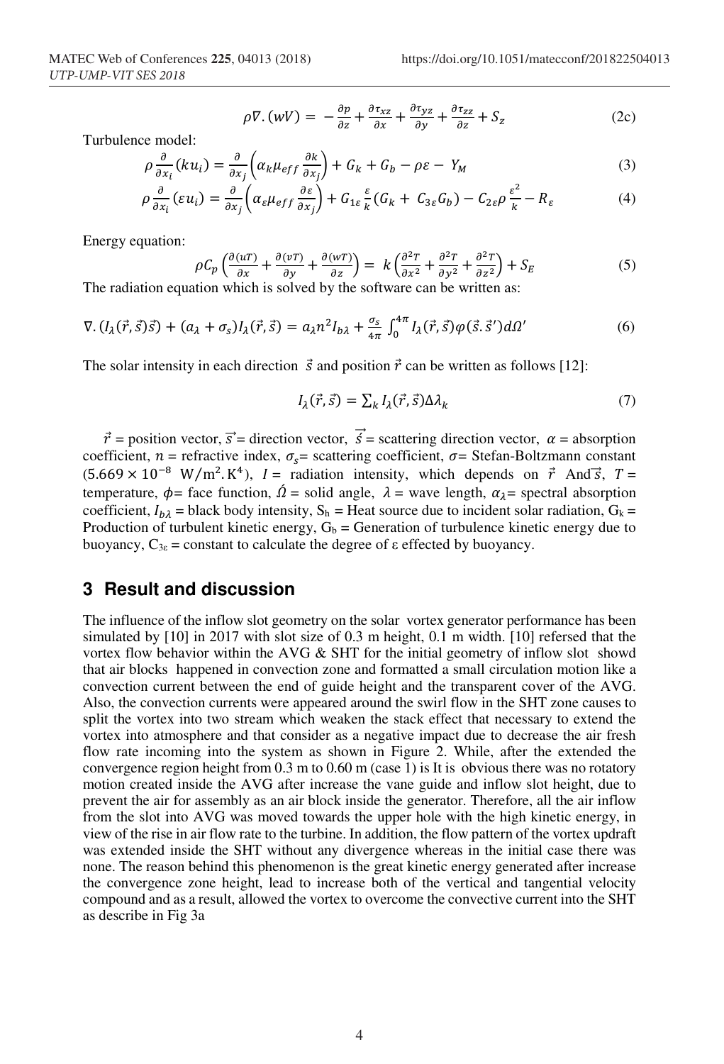$$\rho\nabla.(wV) = -\frac{\partial p}{\partial z} + \frac{\partial \tau_{xz}}{\partial x} + \frac{\partial \tau_{yz}}{\partial y} + \frac{\partial \tau_{zz}}{\partial z} + S_z \tag{2c}$$

Turbulence model:

$$\rho\frac{\partial}{\partial x_i}(ku_i) = \frac{\partial}{\partial x_j}\left(\alpha_k \mu_{eff}\frac{\partial k}{\partial x_j}\right) + G_k + G_b - \rho\varepsilon - Y_M \tag{3}$$

$$\rho\frac{\partial}{\partial x_i}(\varepsilon u_i) = \frac{\partial}{\partial x_j}\left(\alpha_\varepsilon \mu_{eff}\frac{\partial \varepsilon}{\partial x_j}\right) + G_{1\varepsilon}\frac{\varepsilon}{k}(G_k + C_{3\varepsilon}G_b) - C_{2\varepsilon}\rho\frac{\varepsilon^2}{k} - R_\varepsilon \tag{4}$$

Energy equation:

$$\rho C_p\left(\frac{\partial(uT)}{\partial x} + \frac{\partial(vT)}{\partial y} + \frac{\partial(wT)}{\partial z}\right) = k\left(\frac{\partial^2 T}{\partial x^2} + \frac{\partial^2 T}{\partial y^2} + \frac{\partial^2 T}{\partial z^2}\right) + S_E \tag{5}$$

The radiation equation which is solved by the software can be written as:

$$\nabla.(I_\lambda(\vec{r},\vec{s})\vec{s}) + (a_\lambda + \sigma_s)I_\lambda(\vec{r},\vec{s}) = a_\lambda n^2 I_{b\lambda} + \frac{\sigma_s}{4\pi}\int_0^{4\pi} I_\lambda(\vec{r},\vec{s})\varphi(\vec{s}.\vec{s}')d\Omega' \tag{6}$$

The solar intensity in each direction $\vec{s}$ and position $\vec{r}$ can be written as follows [12]:

$$I_\lambda(\vec{r},\vec{s}) = \sum_k I_\lambda(\vec{r},\vec{s})\Delta\lambda_k \tag{7}$$

$\vec{r}$ = position vector, $\vec{s}$ = direction vector, $\vec{s'}$ = scattering direction vector, $\alpha$ = absorption coefficient, $n$ = refractive index, $\sigma_s$ = scattering coefficient, $\sigma$ = Stefan-Boltzmann constant ($5.669 \times 10^{-8}\ \text{W/m}^2.\text{K}^4$), $I$ = radiation intensity, which depends on $\vec{r}$ And $\vec{s}$, $T$ = temperature, $\phi$ = face function, $\acute{\Omega}$ = solid angle, $\lambda$ = wave length, $\alpha_\lambda$ = spectral absorption coefficient, $I_{b\lambda}$ = black body intensity, $S_h$ = Heat source due to incident solar radiation, $G_k$ = Production of turbulent kinetic energy, $G_b$ = Generation of turbulence kinetic energy due to buoyancy, $C_{3\varepsilon}$ = constant to calculate the degree of $\varepsilon$ effected by buoyancy.

## 3 Result and discussion

The influence of the inflow slot geometry on the solar vortex generator performance has been simulated by [10] in 2017 with slot size of 0.3 m height, 0.1 m width. [10] refersed that the vortex flow behavior within the AVG & SHT for the initial geometry of inflow slot showd that air blocks happened in convection zone and formatted a small circulation motion like a convection current between the end of guide height and the transparent cover of the AVG. Also, the convection currents were appeared around the swirl flow in the SHT zone causes to split the vortex into two stream which weaken the stack effect that necessary to extend the vortex into atmosphere and that consider as a negative impact due to decrease the air fresh flow rate incoming into the system as shown in Figure 2. While, after the extended the convergence region height from 0.3 m to 0.60 m (case 1) is It is obvious there was no rotatory motion created inside the AVG after increase the vane guide and inflow slot height, due to prevent the air for assembly as an air block inside the generator. Therefore, all the air inflow from the slot into AVG was moved towards the upper hole with the high kinetic energy, in view of the rise in air flow rate to the turbine. In addition, the flow pattern of the vortex updraft was extended inside the SHT without any divergence whereas in the initial case there was none. The reason behind this phenomenon is the great kinetic energy generated after increase the convergence zone height, lead to increase both of the vertical and tangential velocity compound and as a result, allowed the vortex to overcome the convective current into the SHT as describe in Fig 3a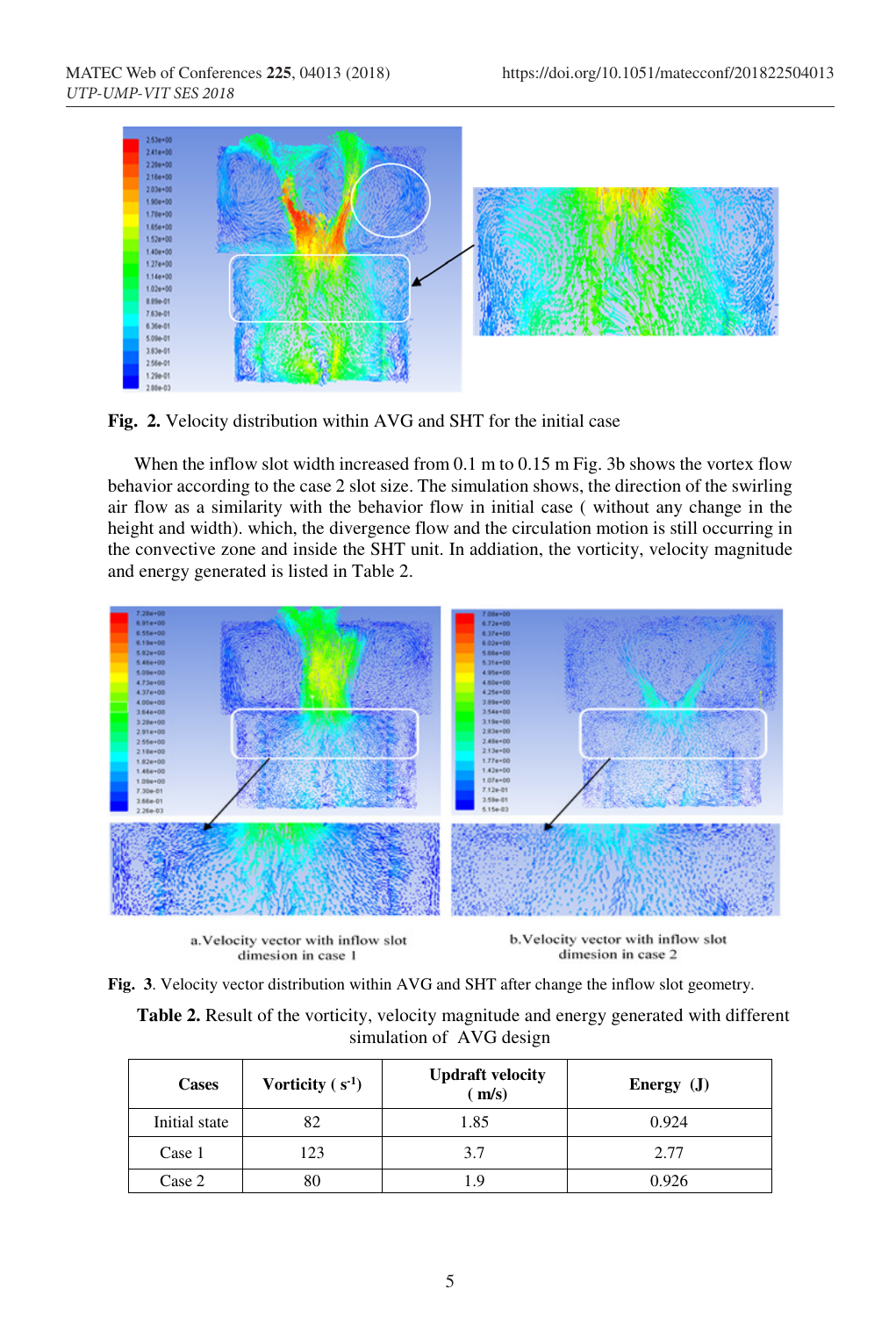**Fig. 2.** Velocity distribution within AVG and SHT for the initial case

When the inflow slot width increased from 0.1 m to 0.15 m Fig. 3b shows the vortex flow behavior according to the case 2 slot size. The simulation shows, the direction of the swirling air flow as a similarity with the behavior flow in initial case ( without any change in the height and width). which, the divergence flow and the circulation motion is still occurring in the convective zone and inside the SHT unit. In addiation, the vorticity, velocity magnitude and energy generated is listed in Table 2.

a.Velocity vector with inflow slot dimesion in case 1

b.Velocity vector with inflow slot dimesion in case 2

**Fig. 3**. Velocity vector distribution within AVG and SHT after change the inflow slot geometry.

**Table 2.** Result of the vorticity, velocity magnitude and energy generated with different simulation of AVG design

| Cases | Vorticity ( $s^{-1}$) | Updraft velocity ( m/s) | Energy (J) |
|---|---|---|---|
| Initial state | 82 | 1.85 | 0.924 |
| Case 1 | 123 | 3.7 | 2.77 |
| Case 2 | 80 | 1.9 | 0.926 |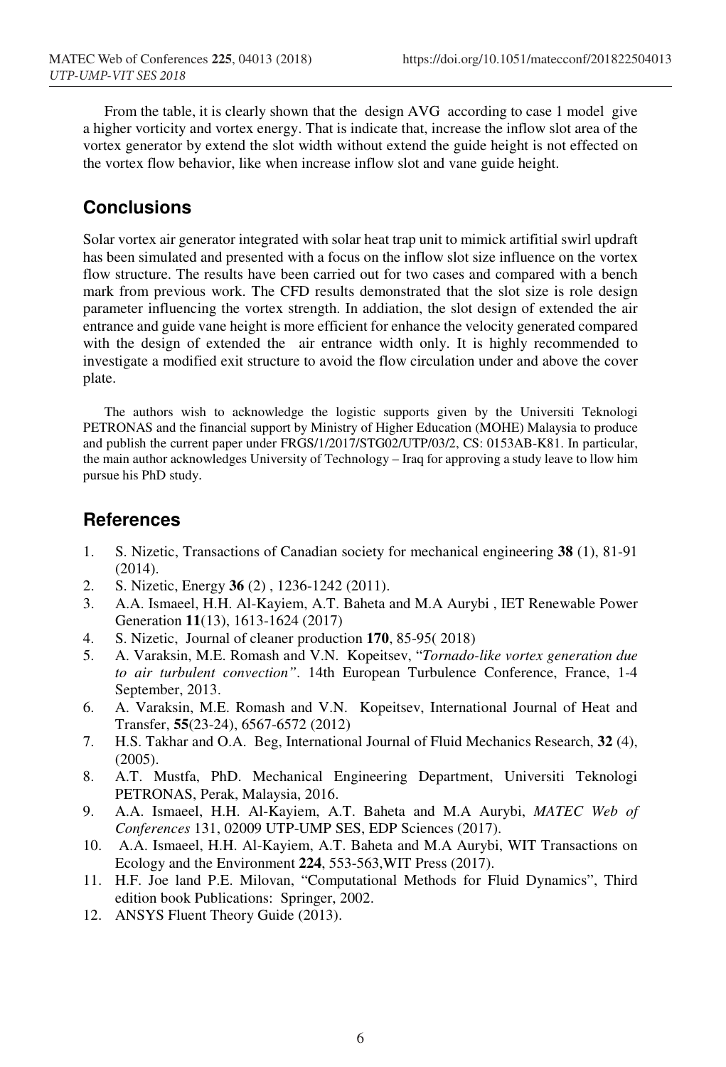From the table, it is clearly shown that the design AVG according to case 1 model give a higher vorticity and vortex energy. That is indicate that, increase the inflow slot area of the vortex generator by extend the slot width without extend the guide height is not effected on the vortex flow behavior, like when increase inflow slot and vane guide height.

## Conclusions

Solar vortex air generator integrated with solar heat trap unit to mimick artifitial swirl updraft has been simulated and presented with a focus on the inflow slot size influence on the vortex flow structure. The results have been carried out for two cases and compared with a bench mark from previous work. The CFD results demonstrated that the slot size is role design parameter influencing the vortex strength. In addiation, the slot design of extended the air entrance and guide vane height is more efficient for enhance the velocity generated compared with the design of extended the air entrance width only. It is highly recommended to investigate a modified exit structure to avoid the flow circulation under and above the cover plate.

The authors wish to acknowledge the logistic supports given by the Universiti Teknologi PETRONAS and the financial support by Ministry of Higher Education (MOHE) Malaysia to produce and publish the current paper under FRGS/1/2017/STG02/UTP/03/2, CS: 0153AB-K81. In particular, the main author acknowledges University of Technology – Iraq for approving a study leave to llow him pursue his PhD study.

## References

1. S. Nizetic, Transactions of Canadian society for mechanical engineering **38** (1), 81-91 (2014).
2. S. Nizetic, Energy **36** (2) , 1236-1242 (2011).
3. A.A. Ismaeel, H.H. Al-Kayiem, A.T. Baheta and M.A Aurybi , IET Renewable Power Generation **11**(13), 1613-1624 (2017)
4. S. Nizetic, Journal of cleaner production **170**, 85-95( 2018)
5. A. Varaksin, M.E. Romash and V.N. Kopeitsev, "*Tornado-like vortex generation due to air turbulent convection"*. 14th European Turbulence Conference, France, 1-4 September, 2013.
6. A. Varaksin, M.E. Romash and V.N. Kopeitsev, International Journal of Heat and Transfer, **55**(23-24), 6567-6572 (2012)
7. H.S. Takhar and O.A. Beg, International Journal of Fluid Mechanics Research, **32** (4), (2005).
8. A.T. Mustfa, PhD. Mechanical Engineering Department, Universiti Teknologi PETRONAS, Perak, Malaysia, 2016.
9. A.A. Ismaeel, H.H. Al-Kayiem, A.T. Baheta and M.A Aurybi, *MATEC Web of Conferences* 131, 02009 UTP-UMP SES, EDP Sciences (2017).
10. A.A. Ismaeel, H.H. Al-Kayiem, A.T. Baheta and M.A Aurybi, WIT Transactions on Ecology and the Environment **224**, 553-563,WIT Press (2017).
11. H.F. Joe land P.E. Milovan, "Computational Methods for Fluid Dynamics", Third edition book Publications: Springer, 2002.
12. ANSYS Fluent Theory Guide (2013).